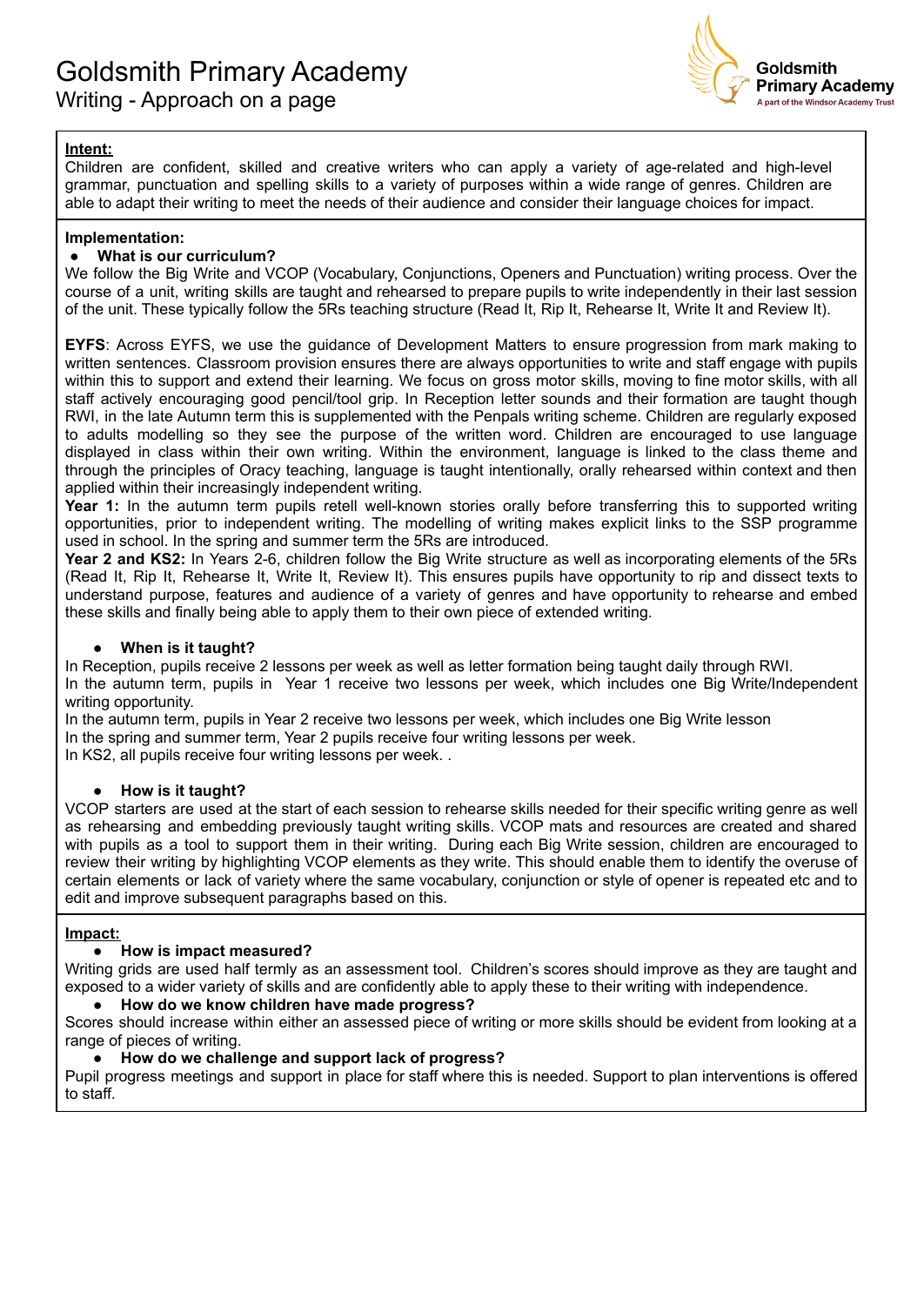# Goldsmith Primary Academy

## Writing - Approach on a page

Goldsmith Primary Academy
A part of the Windsor Academy Trust

**Intent:**

Children are confident, skilled and creative writers who can apply a variety of age-related and high-level grammar, punctuation and spelling skills to a variety of purposes within a wide range of genres. Children are able to adapt their writing to meet the needs of their audience and consider their language choices for impact.

**Implementation:**

- **What is our curriculum?**

We follow the Big Write and VCOP (Vocabulary, Conjunctions, Openers and Punctuation) writing process. Over the course of a unit, writing skills are taught and rehearsed to prepare pupils to write independently in their last session of the unit. These typically follow the 5Rs teaching structure (Read It, Rip It, Rehearse It, Write It and Review It).

**EYFS**: Across EYFS, we use the guidance of Development Matters to ensure progression from mark making to written sentences. Classroom provision ensures there are always opportunities to write and staff engage with pupils within this to support and extend their learning. We focus on gross motor skills, moving to fine motor skills, with all staff actively encouraging good pencil/tool grip. In Reception letter sounds and their formation are taught though RWI, in the late Autumn term this is supplemented with the Penpals writing scheme. Children are regularly exposed to adults modelling so they see the purpose of the written word. Children are encouraged to use language displayed in class within their own writing. Within the environment, language is linked to the class theme and through the principles of Oracy teaching, language is taught intentionally, orally rehearsed within context and then applied within their increasingly independent writing.

**Year 1:** In the autumn term pupils retell well-known stories orally before transferring this to supported writing opportunities, prior to independent writing. The modelling of writing makes explicit links to the SSP programme used in school. In the spring and summer term the 5Rs are introduced.

**Year 2 and KS2:** In Years 2-6, children follow the Big Write structure as well as incorporating elements of the 5Rs (Read It, Rip It, Rehearse It, Write It, Review It). This ensures pupils have opportunity to rip and dissect texts to understand purpose, features and audience of a variety of genres and have opportunity to rehearse and embed these skills and finally being able to apply them to their own piece of extended writing.

- **When is it taught?**

In Reception, pupils receive 2 lessons per week as well as letter formation being taught daily through RWI.
In the autumn term, pupils in Year 1 receive two lessons per week, which includes one Big Write/Independent writing opportunity.
In the autumn term, pupils in Year 2 receive two lessons per week, which includes one Big Write lesson
In the spring and summer term, Year 2 pupils receive four writing lessons per week.
In KS2, all pupils receive four writing lessons per week. .

- **How is it taught?**

VCOP starters are used at the start of each session to rehearse skills needed for their specific writing genre as well as rehearsing and embedding previously taught writing skills. VCOP mats and resources are created and shared with pupils as a tool to support them in their writing. During each Big Write session, children are encouraged to review their writing by highlighting VCOP elements as they write. This should enable them to identify the overuse of certain elements or lack of variety where the same vocabulary, conjunction or style of opener is repeated etc and to edit and improve subsequent paragraphs based on this.

**Impact:**

- **How is impact measured?**

Writing grids are used half termly as an assessment tool. Children's scores should improve as they are taught and exposed to a wider variety of skills and are confidently able to apply these to their writing with independence.

- **How do we know children have made progress?**

Scores should increase within either an assessed piece of writing or more skills should be evident from looking at a range of pieces of writing.

- **How do we challenge and support lack of progress?**

Pupil progress meetings and support in place for staff where this is needed. Support to plan interventions is offered to staff.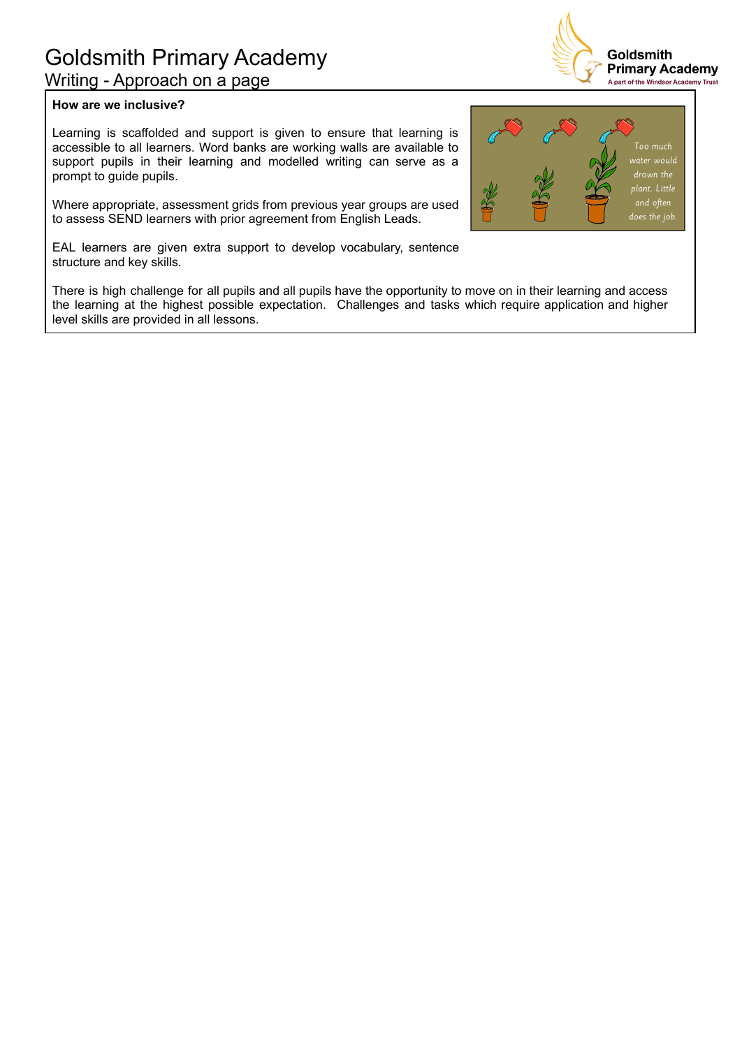# Goldsmith Primary Academy

## Writing - Approach on a page

**How are we inclusive?**

Learning is scaffolded and support is given to ensure that learning is accessible to all learners. Word banks are working walls are available to support pupils in their learning and modelled writing can serve as a prompt to guide pupils.

Where appropriate, assessment grids from previous year groups are used to assess SEND learners with prior agreement from English Leads.

EAL learners are given extra support to develop vocabulary, sentence structure and key skills.

There is high challenge for all pupils and all pupils have the opportunity to move on in their learning and access the learning at the highest possible expectation. Challenges and tasks which require application and higher level skills are provided in all lessons.